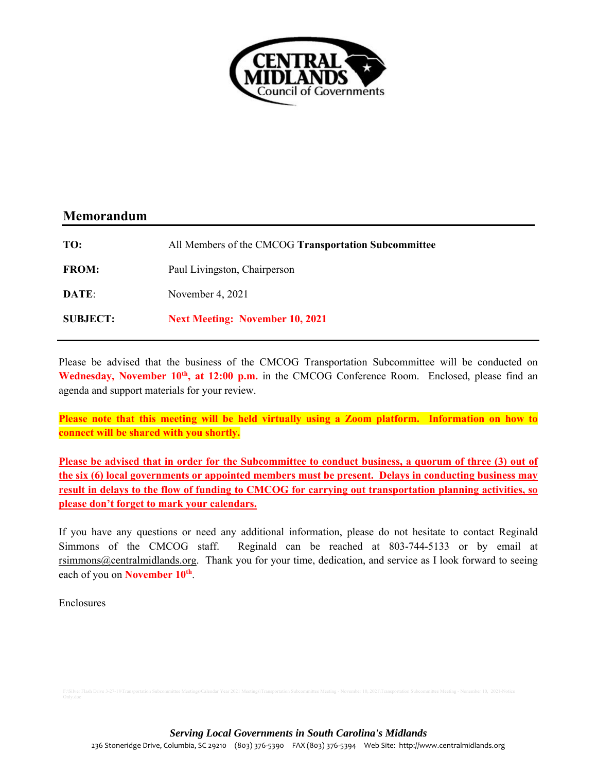**CENTRAL MIDLANDS**
Council of Governments

## Memorandum

**TO:** All Members of the CMCOG **Transportation Subcommittee**

**FROM:** Paul Livingston, Chairperson

**DATE:** November 4, 2021

**SUBJECT:** **Next Meeting: November 10, 2021**

Please be advised that the business of the CMCOG Transportation Subcommittee will be conducted on **Wednesday, November 10th, at 12:00 p.m.** in the CMCOG Conference Room. Enclosed, please find an agenda and support materials for your review.

**Please note that this meeting will be held virtually using a Zoom platform. Information on how to connect will be shared with you shortly.**

**Please be advised that in order for the Subcommittee to conduct business, a quorum of three (3) out of the six (6) local governments or appointed members must be present. Delays in conducting business may result in delays to the flow of funding to CMCOG for carrying out transportation planning activities, so please don't forget to mark your calendars.**

If you have any questions or need any additional information, please do not hesitate to contact Reginald Simmons of the CMCOG staff. Reginald can be reached at 803-744-5133 or by email at rsimmons@centralmidlands.org. Thank you for your time, dedication, and service as I look forward to seeing each of you on **November 10th**.

Enclosures

F:\Silver Flash Drive 3-27-18\Transportation Subcommittee Meetings\Calendar Year 2021 Meetings\Transportation Subcommittee Meeting - November 10, 2021\Transportation Subcommittee Meeting - November 10, 2021-Notice Only.doc

***Serving Local Governments in South Carolina's Midlands***

236 Stoneridge Drive, Columbia, SC 29210 (803) 376-5390 FAX (803) 376-5394 Web Site: http://www.centralmidlands.org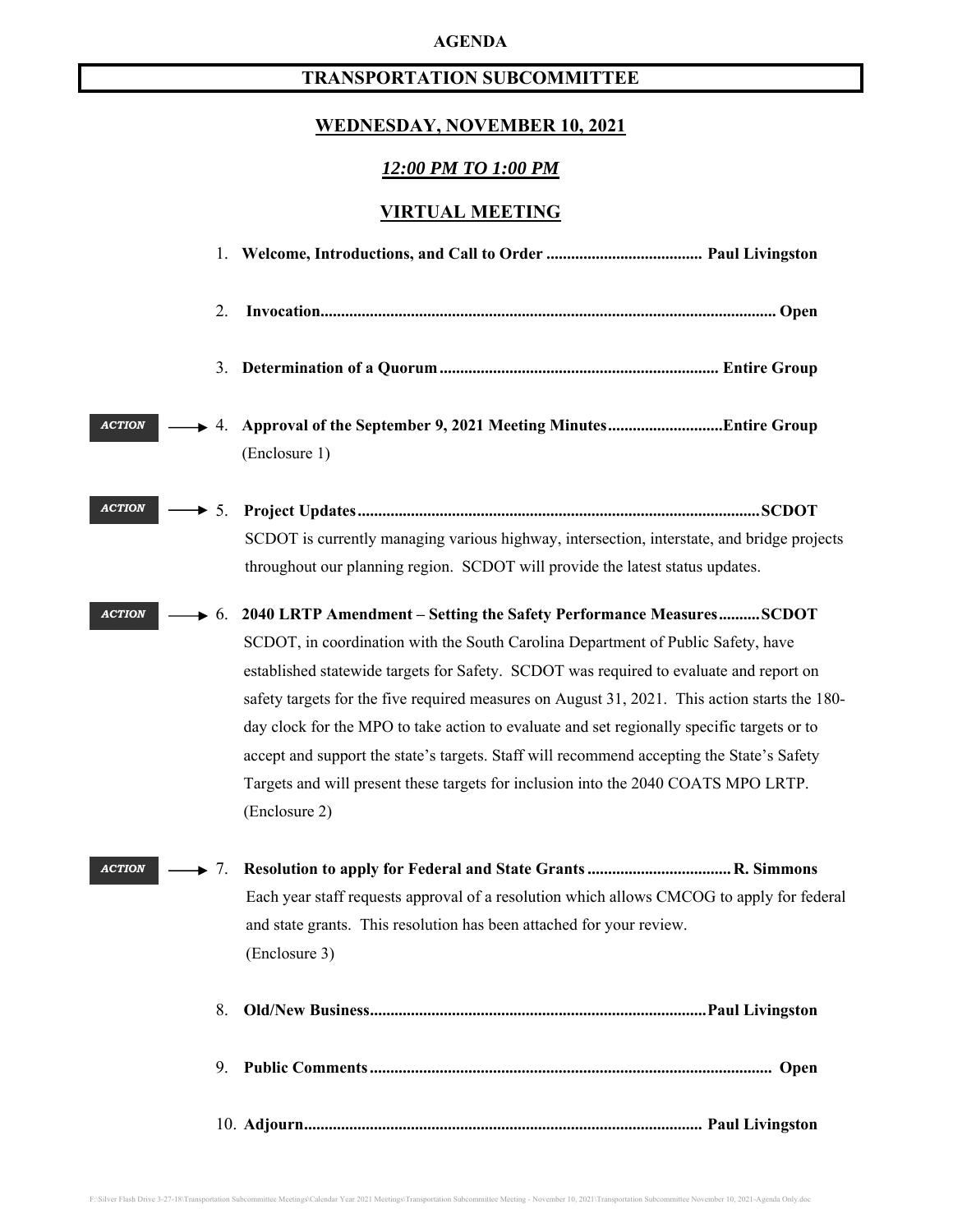**AGENDA**

# TRANSPORTATION SUBCOMMITTEE

## WEDNESDAY, NOVEMBER 10, 2021

### *12:00 PM TO 1:00 PM*

### VIRTUAL MEETING

1. **Welcome, Introductions, and Call to Order ...................................... Paul Livingston**

2. **Invocation............................................................................................................ Open**

3. **Determination of a Quorum .................................................................... Entire Group**

***ACTION*** → 4. **Approval of the September 9, 2021 Meeting Minutes............................Entire Group**
(Enclosure 1)

***ACTION*** → 5. **Project Updates.................................................................................................SCDOT**
SCDOT is currently managing various highway, intersection, interstate, and bridge projects throughout our planning region. SCDOT will provide the latest status updates.

***ACTION*** → 6. **2040 LRTP Amendment – Setting the Safety Performance Measures..........SCDOT**
SCDOT, in coordination with the South Carolina Department of Public Safety, have established statewide targets for Safety. SCDOT was required to evaluate and report on safety targets for the five required measures on August 31, 2021. This action starts the 180-day clock for the MPO to take action to evaluate and set regionally specific targets or to accept and support the state's targets. Staff will recommend accepting the State's Safety Targets and will present these targets for inclusion into the 2040 COATS MPO LRTP.
(Enclosure 2)

***ACTION*** → 7. **Resolution to apply for Federal and State Grants .................................. R. Simmons**
Each year staff requests approval of a resolution which allows CMCOG to apply for federal and state grants. This resolution has been attached for your review.
(Enclosure 3)

8. **Old/New Business.................................................................................Paul Livingston**

9. **Public Comments ................................................................................................ Open**

10. **Adjourn................................................................................................ Paul Livingston**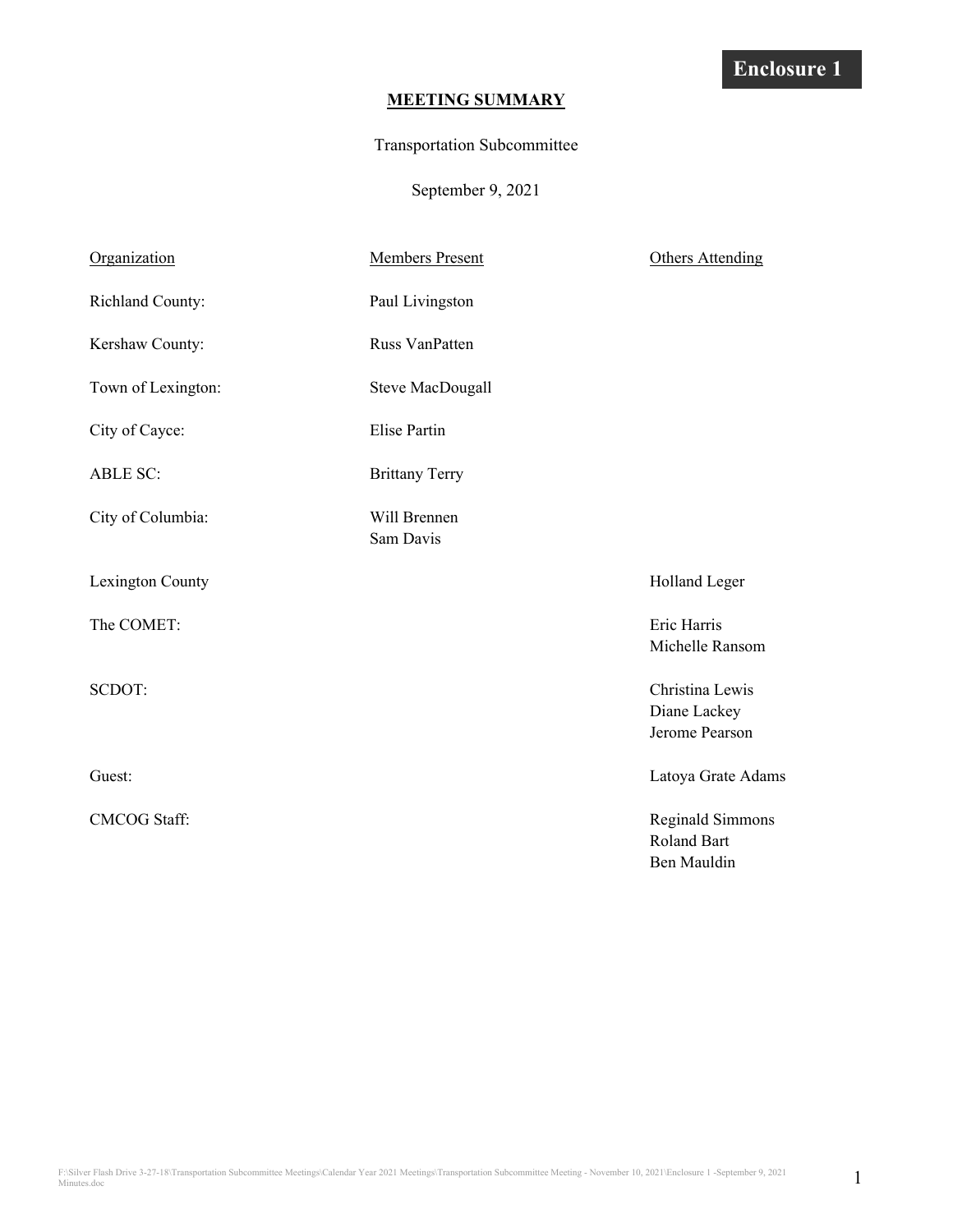**Enclosure 1**

# MEETING SUMMARY

Transportation Subcommittee

September 9, 2021

| Organization | Members Present | Others Attending |
|---|---|---|
| Richland County: | Paul Livingston | |
| Kershaw County: | Russ VanPatten | |
| Town of Lexington: | Steve MacDougall | |
| City of Cayce: | Elise Partin | |
| ABLE SC: | Brittany Terry | |
| City of Columbia: | Will Brennen<br>Sam Davis | |
| Lexington County | | Holland Leger |
| The COMET: | | Eric Harris<br>Michelle Ransom |
| SCDOT: | | Christina Lewis<br>Diane Lackey<br>Jerome Pearson |
| Guest: | | Latoya Grate Adams |
| CMCOG Staff: | | Reginald Simmons<br>Roland Bart<br>Ben Mauldin |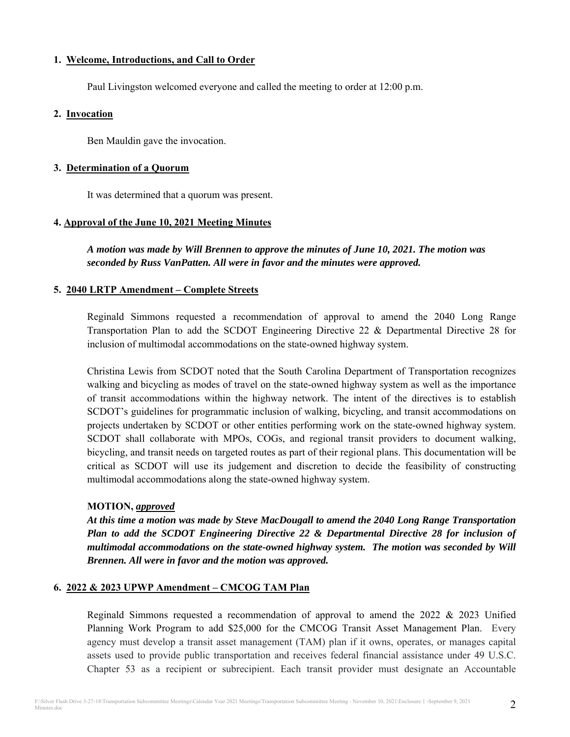**1. Welcome, Introductions, and Call to Order**

Paul Livingston welcomed everyone and called the meeting to order at 12:00 p.m.

**2. Invocation**

Ben Mauldin gave the invocation.

**3. Determination of a Quorum**

It was determined that a quorum was present.

**4. Approval of the June 10, 2021 Meeting Minutes**

***A motion was made by Will Brennen to approve the minutes of June 10, 2021. The motion was seconded by Russ VanPatten. All were in favor and the minutes were approved.***

**5. 2040 LRTP Amendment – Complete Streets**

Reginald Simmons requested a recommendation of approval to amend the 2040 Long Range Transportation Plan to add the SCDOT Engineering Directive 22 & Departmental Directive 28 for inclusion of multimodal accommodations on the state-owned highway system.

Christina Lewis from SCDOT noted that the South Carolina Department of Transportation recognizes walking and bicycling as modes of travel on the state-owned highway system as well as the importance of transit accommodations within the highway network. The intent of the directives is to establish SCDOT's guidelines for programmatic inclusion of walking, bicycling, and transit accommodations on projects undertaken by SCDOT or other entities performing work on the state-owned highway system. SCDOT shall collaborate with MPOs, COGs, and regional transit providers to document walking, bicycling, and transit needs on targeted routes as part of their regional plans. This documentation will be critical as SCDOT will use its judgement and discretion to decide the feasibility of constructing multimodal accommodations along the state-owned highway system.

**MOTION, *approved***

***At this time a motion was made by Steve MacDougall to amend the 2040 Long Range Transportation Plan to add the SCDOT Engineering Directive 22 & Departmental Directive 28 for inclusion of multimodal accommodations on the state-owned highway system. The motion was seconded by Will Brennen. All were in favor and the motion was approved.***

**6. 2022 & 2023 UPWP Amendment – CMCOG TAM Plan**

Reginald Simmons requested a recommendation of approval to amend the 2022 & 2023 Unified Planning Work Program to add $25,000 for the CMCOG Transit Asset Management Plan. Every agency must develop a transit asset management (TAM) plan if it owns, operates, or manages capital assets used to provide public transportation and receives federal financial assistance under 49 U.S.C. Chapter 53 as a recipient or subrecipient. Each transit provider must designate an Accountable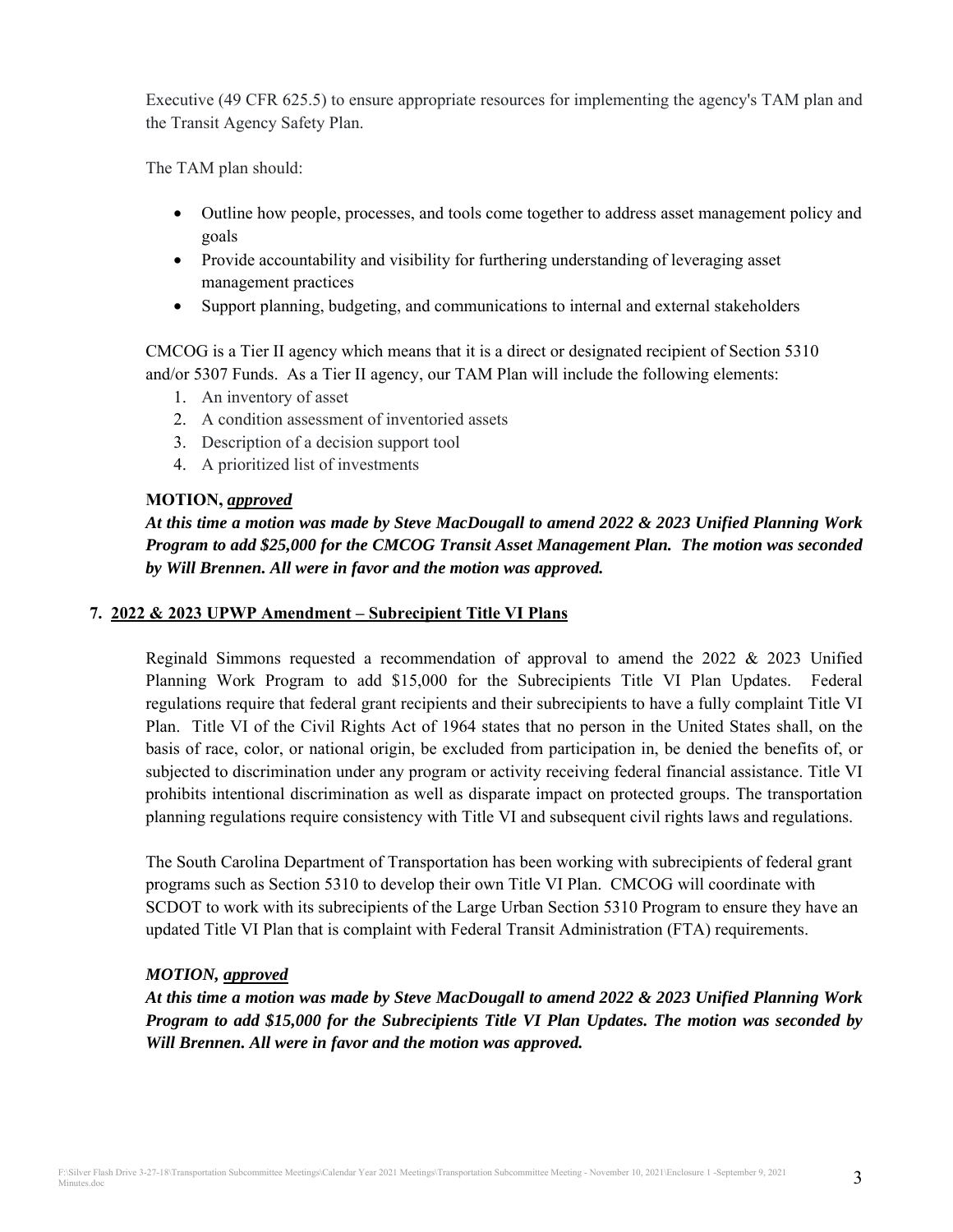Executive (49 CFR 625.5) to ensure appropriate resources for implementing the agency's TAM plan and the Transit Agency Safety Plan.

The TAM plan should:

- Outline how people, processes, and tools come together to address asset management policy and goals
- Provide accountability and visibility for furthering understanding of leveraging asset management practices
- Support planning, budgeting, and communications to internal and external stakeholders

CMCOG is a Tier II agency which means that it is a direct or designated recipient of Section 5310 and/or 5307 Funds. As a Tier II agency, our TAM Plan will include the following elements:

1. An inventory of asset
2. A condition assessment of inventoried assets
3. Description of a decision support tool
4. A prioritized list of investments

**MOTION, *approved***

***At this time a motion was made by Steve MacDougall to amend 2022 & 2023 Unified Planning Work Program to add $25,000 for the CMCOG Transit Asset Management Plan. The motion was seconded by Will Brennen. All were in favor and the motion was approved.***

## 7. 2022 & 2023 UPWP Amendment – Subrecipient Title VI Plans

Reginald Simmons requested a recommendation of approval to amend the 2022 & 2023 Unified Planning Work Program to add $15,000 for the Subrecipients Title VI Plan Updates. Federal regulations require that federal grant recipients and their subrecipients to have a fully complaint Title VI Plan. Title VI of the Civil Rights Act of 1964 states that no person in the United States shall, on the basis of race, color, or national origin, be excluded from participation in, be denied the benefits of, or subjected to discrimination under any program or activity receiving federal financial assistance. Title VI prohibits intentional discrimination as well as disparate impact on protected groups. The transportation planning regulations require consistency with Title VI and subsequent civil rights laws and regulations.

The South Carolina Department of Transportation has been working with subrecipients of federal grant programs such as Section 5310 to develop their own Title VI Plan. CMCOG will coordinate with SCDOT to work with its subrecipients of the Large Urban Section 5310 Program to ensure they have an updated Title VI Plan that is complaint with Federal Transit Administration (FTA) requirements.

***MOTION, approved***

***At this time a motion was made by Steve MacDougall to amend 2022 & 2023 Unified Planning Work Program to add $15,000 for the Subrecipients Title VI Plan Updates. The motion was seconded by Will Brennen. All were in favor and the motion was approved.***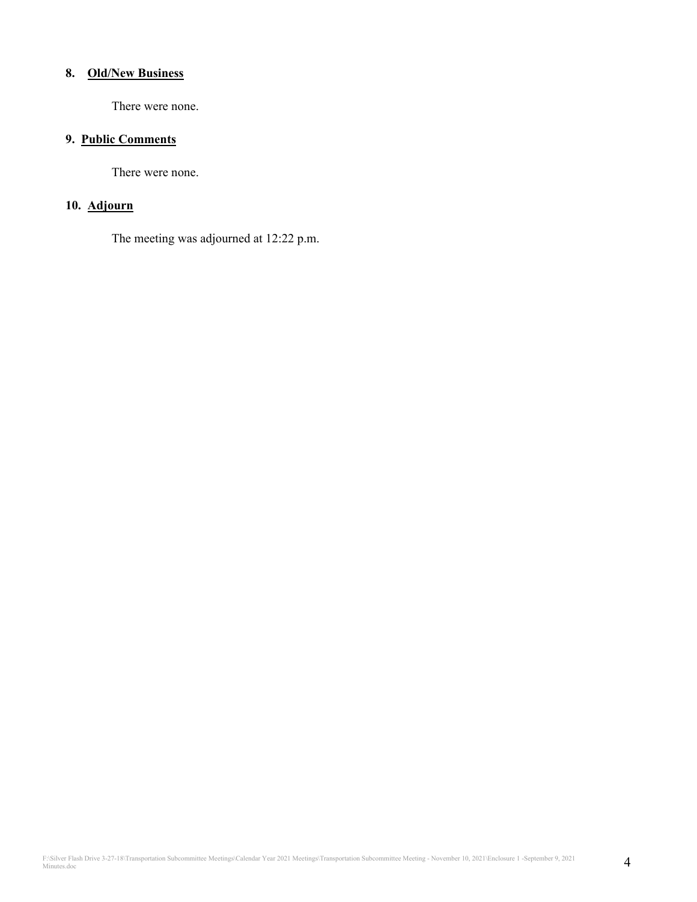**8. Old/New Business**

There were none.

**9. Public Comments**

There were none.

**10. Adjourn**

The meeting was adjourned at 12:22 p.m.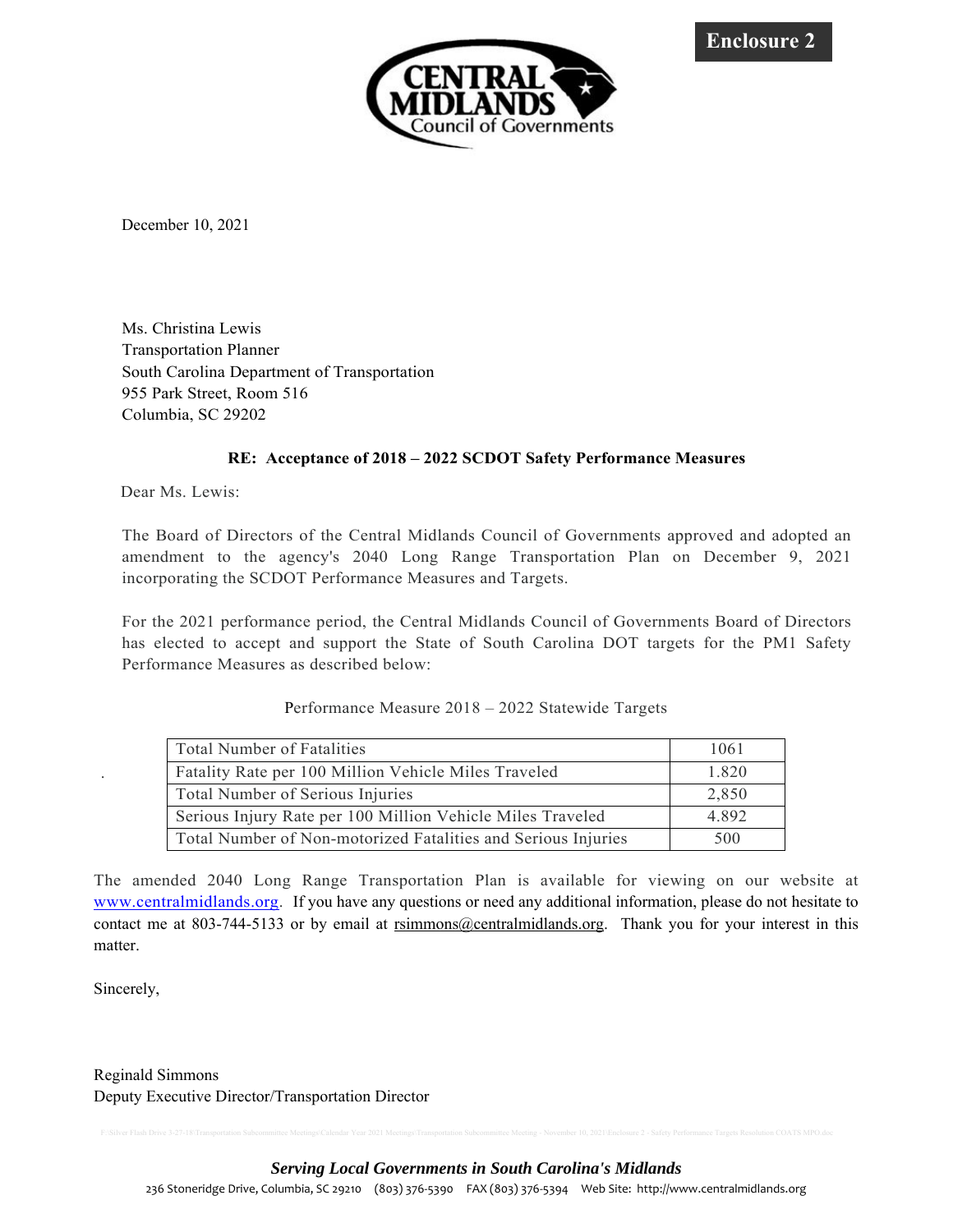**Enclosure 2**

**CENTRAL MIDLANDS**
Council of Governments

December 10, 2021

Ms. Christina Lewis
Transportation Planner
South Carolina Department of Transportation
955 Park Street, Room 516
Columbia, SC 29202

**RE: Acceptance of 2018 – 2022 SCDOT Safety Performance Measures**

Dear Ms. Lewis:

The Board of Directors of the Central Midlands Council of Governments approved and adopted an amendment to the agency's 2040 Long Range Transportation Plan on December 9, 2021 incorporating the SCDOT Performance Measures and Targets.

For the 2021 performance period, the Central Midlands Council of Governments Board of Directors has elected to accept and support the State of South Carolina DOT targets for the PM1 Safety Performance Measures as described below:

Performance Measure 2018 – 2022 Statewide Targets

| | |
|---|---|
| Total Number of Fatalities | 1061 |
| Fatality Rate per 100 Million Vehicle Miles Traveled | 1.820 |
| Total Number of Serious Injuries | 2,850 |
| Serious Injury Rate per 100 Million Vehicle Miles Traveled | 4.892 |
| Total Number of Non-motorized Fatalities and Serious Injuries | 500 |

The amended 2040 Long Range Transportation Plan is available for viewing on our website at www.centralmidlands.org. If you have any questions or need any additional information, please do not hesitate to contact me at 803-744-5133 or by email at rsimmons@centralmidlands.org. Thank you for your interest in this matter.

Sincerely,

Reginald Simmons
Deputy Executive Director/Transportation Director

*Serving Local Governments in South Carolina's Midlands*
236 Stoneridge Drive, Columbia, SC 29210 (803) 376-5390 FAX (803) 376-5394 Web Site: http://www.centralmidlands.org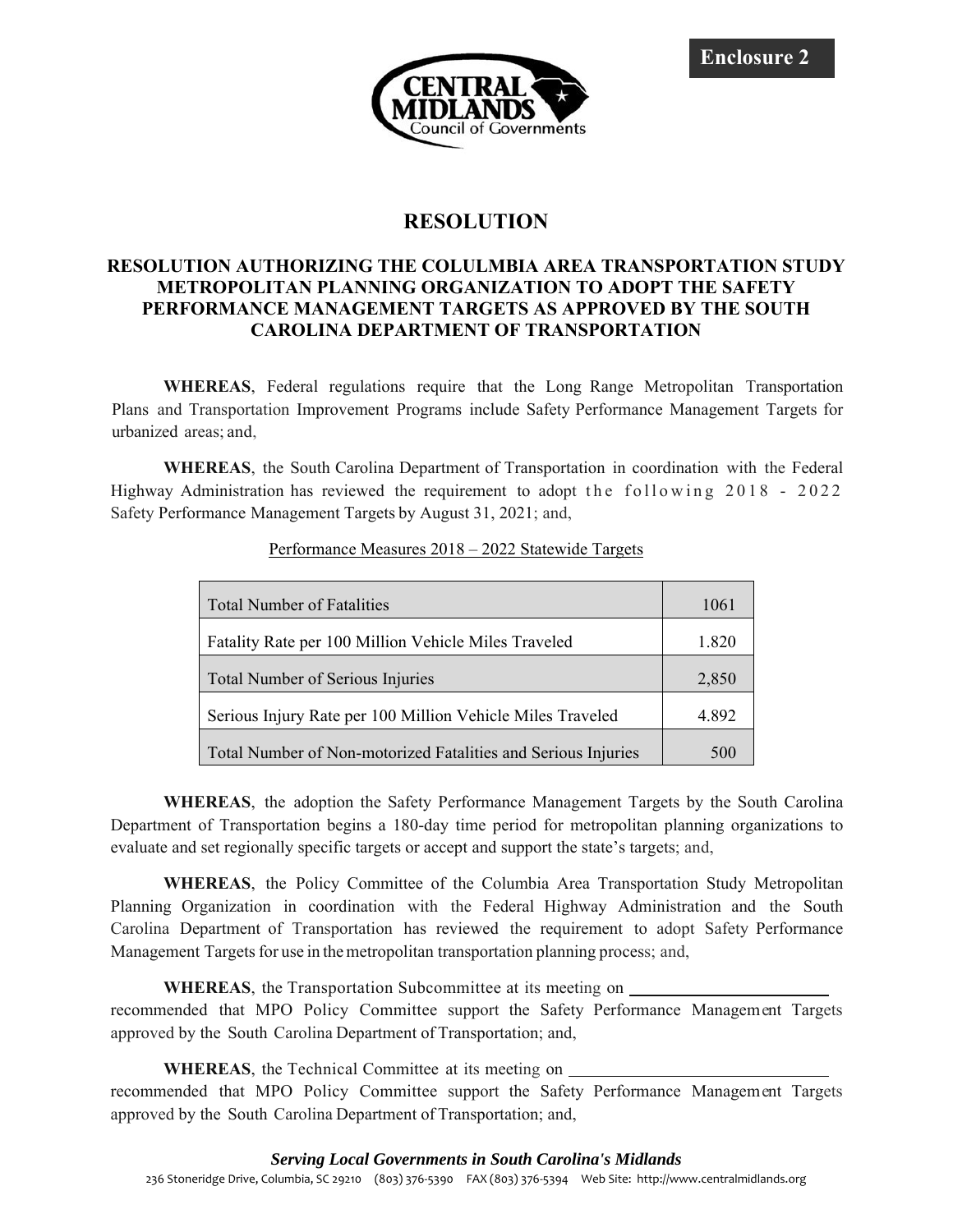**Enclosure 2**

# RESOLUTION

## RESOLUTION AUTHORIZING THE COLULMBIA AREA TRANSPORTATION STUDY METROPOLITAN PLANNING ORGANIZATION TO ADOPT THE SAFETY PERFORMANCE MANAGEMENT TARGETS AS APPROVED BY THE SOUTH CAROLINA DEPARTMENT OF TRANSPORTATION

**WHEREAS**, Federal regulations require that the Long Range Metropolitan Transportation Plans and Transportation Improvement Programs include Safety Performance Management Targets for urbanized areas; and,

**WHEREAS**, the South Carolina Department of Transportation in coordination with the Federal Highway Administration has reviewed the requirement to adopt the following 2018 - 2022 Safety Performance Management Targets by August 31, 2021; and,

Performance Measures 2018 – 2022 Statewide Targets

| Performance Measure | Target |
|---|---|
| Total Number of Fatalities | 1061 |
| Fatality Rate per 100 Million Vehicle Miles Traveled | 1.820 |
| Total Number of Serious Injuries | 2,850 |
| Serious Injury Rate per 100 Million Vehicle Miles Traveled | 4.892 |
| Total Number of Non-motorized Fatalities and Serious Injuries | 500 |

**WHEREAS**, the adoption the Safety Performance Management Targets by the South Carolina Department of Transportation begins a 180-day time period for metropolitan planning organizations to evaluate and set regionally specific targets or accept and support the state's targets; and,

**WHEREAS**, the Policy Committee of the Columbia Area Transportation Study Metropolitan Planning Organization in coordination with the Federal Highway Administration and the South Carolina Department of Transportation has reviewed the requirement to adopt Safety Performance Management Targets for use in the metropolitan transportation planning process; and,

**WHEREAS**, the Transportation Subcommittee at its meeting on \_\_\_\_\_\_\_\_\_\_\_\_\_\_\_\_\_\_\_\_\_\_\_\_ recommended that MPO Policy Committee support the Safety Performance Management Targets approved by the South Carolina Department of Transportation; and,

**WHEREAS**, the Technical Committee at its meeting on \_\_\_\_\_\_\_\_\_\_\_\_\_\_\_\_\_\_\_\_\_\_\_\_\_\_\_\_\_\_ recommended that MPO Policy Committee support the Safety Performance Management Targets approved by the South Carolina Department of Transportation; and,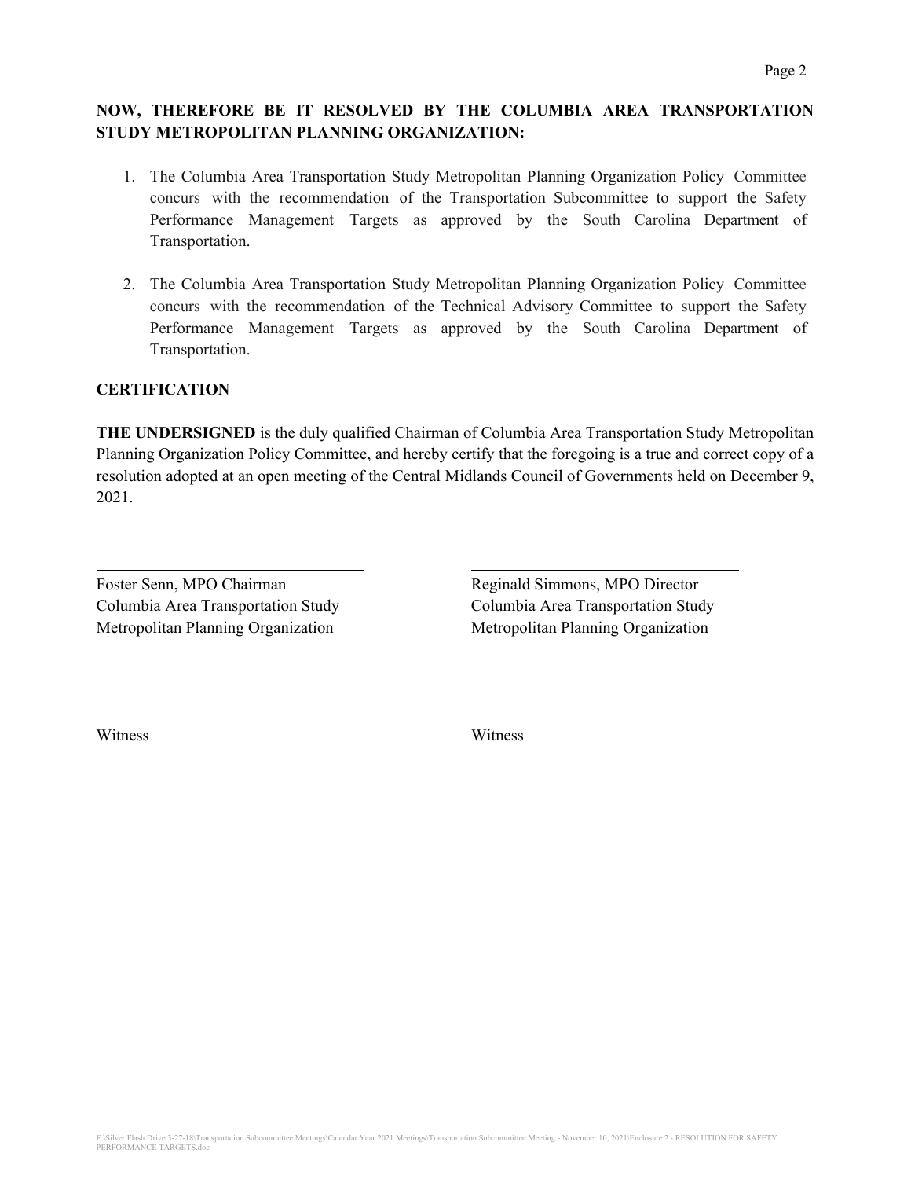**NOW, THEREFORE BE IT RESOLVED BY THE COLUMBIA AREA TRANSPORTATION STUDY METROPOLITAN PLANNING ORGANIZATION:**

1. The Columbia Area Transportation Study Metropolitan Planning Organization Policy Committee concurs with the recommendation of the Transportation Subcommittee to support the Safety Performance Management Targets as approved by the South Carolina Department of Transportation.

2. The Columbia Area Transportation Study Metropolitan Planning Organization Policy Committee concurs with the recommendation of the Technical Advisory Committee to support the Safety Performance Management Targets as approved by the South Carolina Department of Transportation.

**CERTIFICATION**

**THE UNDERSIGNED** is the duly qualified Chairman of Columbia Area Transportation Study Metropolitan Planning Organization Policy Committee, and hereby certify that the foregoing is a true and correct copy of a resolution adopted at an open meeting of the Central Midlands Council of Governments held on December 9, 2021.

Foster Senn, MPO Chairman
Columbia Area Transportation Study
Metropolitan Planning Organization

Reginald Simmons, MPO Director
Columbia Area Transportation Study
Metropolitan Planning Organization

Witness

Witness

F:\Silver Flash Drive 3-27-18\Transportation Subcommittee Meetings\Calendar Year 2021 Meetings\Transportation Subcommittee Meeting - November 10, 2021\Enclosure 2 - RESOLUTION FOR SAFETY PERFORMANCE TARGETS.doc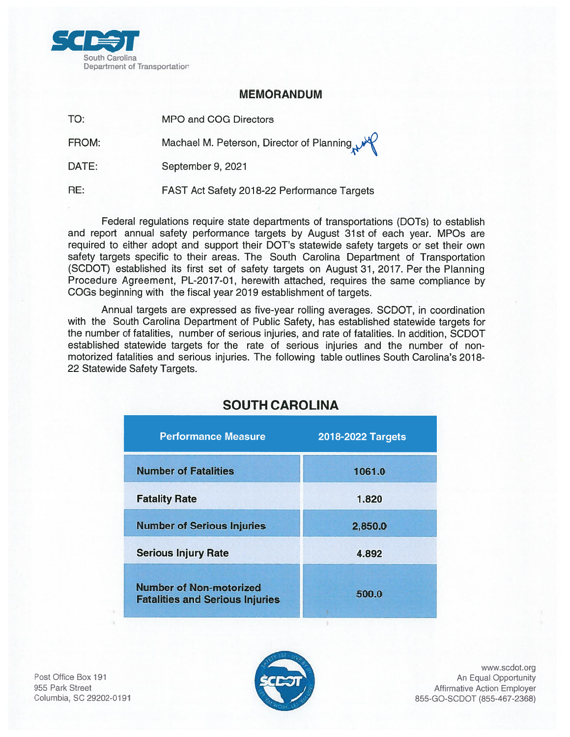South Carolina
Department of Transportation

## MEMORANDUM

TO: MPO and COG Directors

FROM: Machael M. Peterson, Director of Planning

DATE: September 9, 2021

RE: FAST Act Safety 2018-22 Performance Targets

Federal regulations require state departments of transportations (DOTs) to establish and report annual safety performance targets by August 31st of each year. MPOs are required to either adopt and support their DOT's statewide safety targets or set their own safety targets specific to their areas. The South Carolina Department of Transportation (SCDOT) established its first set of safety targets on August 31, 2017. Per the Planning Procedure Agreement, PL-2017-01, herewith attached, requires the same compliance by COGs beginning with the fiscal year 2019 establishment of targets.

Annual targets are expressed as five-year rolling averages. SCDOT, in coordination with the South Carolina Department of Public Safety, has established statewide targets for the number of fatalities, number of serious injuries, and rate of fatalities. In addition, SCDOT established statewide targets for the rate of serious injuries and the number of non-motorized fatalities and serious injuries. The following table outlines South Carolina's 2018-22 Statewide Safety Targets.

## SOUTH CAROLINA

| Performance Measure | 2018-2022 Targets |
|---|---|
| Number of Fatalities | 1061.0 |
| Fatality Rate | 1.820 |
| Number of Serious Injuries | 2,850.0 |
| Serious Injury Rate | 4.892 |
| Number of Non-motorized Fatalities and Serious Injuries | 500.0 |

Post Office Box 191
955 Park Street
Columbia, SC 29202-0191

www.scdot.org
An Equal Opportunity
Affirmative Action Employer
855-GO-SCDOT (855-467-2368)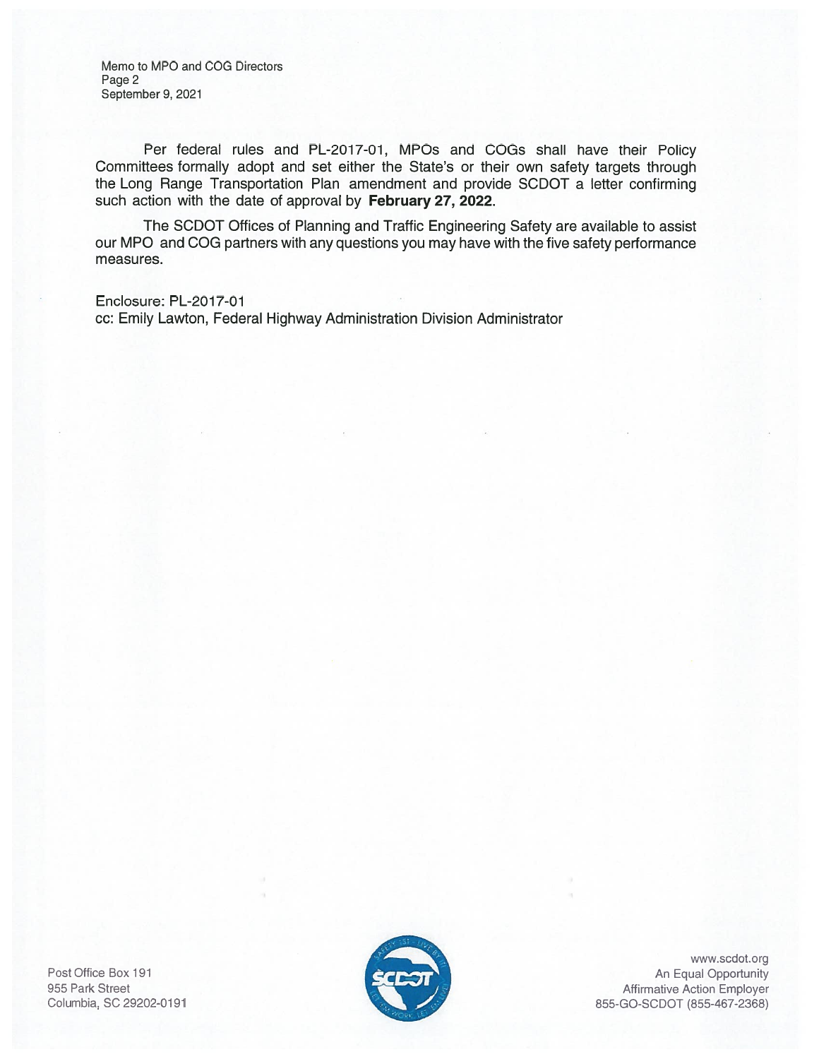Per federal rules and PL-2017-01, MPOs and COGs shall have their Policy Committees formally adopt and set either the State's or their own safety targets through the Long Range Transportation Plan amendment and provide SCDOT a letter confirming such action with the date of approval by **February 27, 2022**.

The SCDOT Offices of Planning and Traffic Engineering Safety are available to assist our MPO and COG partners with any questions you may have with the five safety performance measures.

Enclosure: PL-2017-01
cc: Emily Lawton, Federal Highway Administration Division Administrator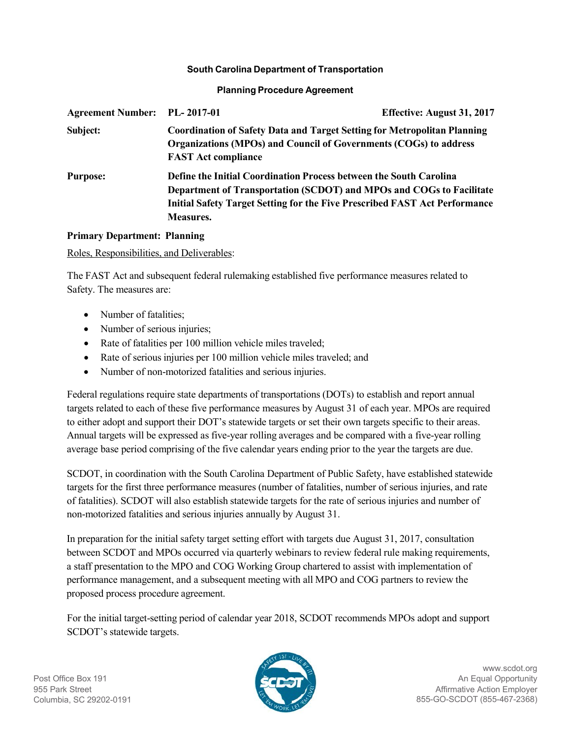**South Carolina Department of Transportation**

**Planning Procedure Agreement**

| | | |
|---|---|---|
| **Agreement Number:** | **PL- 2017-01** | **Effective: August 31, 2017** |
| **Subject:** | **Coordination of Safety Data and Target Setting for Metropolitan Planning Organizations (MPOs) and Council of Governments (COGs) to address FAST Act compliance** | |
| **Purpose:** | **Define the Initial Coordination Process between the South Carolina Department of Transportation (SCDOT) and MPOs and COGs to Facilitate Initial Safety Target Setting for the Five Prescribed FAST Act Performance Measures.** | |

**Primary Department: Planning**

Roles, Responsibilities, and Deliverables:

The FAST Act and subsequent federal rulemaking established five performance measures related to Safety. The measures are:

- Number of fatalities;
- Number of serious injuries;
- Rate of fatalities per 100 million vehicle miles traveled;
- Rate of serious injuries per 100 million vehicle miles traveled; and
- Number of non-motorized fatalities and serious injuries.

Federal regulations require state departments of transportations (DOTs) to establish and report annual targets related to each of these five performance measures by August 31 of each year. MPOs are required to either adopt and support their DOT's statewide targets or set their own targets specific to their areas. Annual targets will be expressed as five-year rolling averages and be compared with a five-year rolling average base period comprising of the five calendar years ending prior to the year the targets are due.

SCDOT, in coordination with the South Carolina Department of Public Safety, have established statewide targets for the first three performance measures (number of fatalities, number of serious injuries, and rate of fatalities). SCDOT will also establish statewide targets for the rate of serious injuries and number of non-motorized fatalities and serious injuries annually by August 31.

In preparation for the initial safety target setting effort with targets due August 31, 2017, consultation between SCDOT and MPOs occurred via quarterly webinars to review federal rule making requirements, a staff presentation to the MPO and COG Working Group chartered to assist with implementation of performance management, and a subsequent meeting with all MPO and COG partners to review the proposed process procedure agreement.

For the initial target-setting period of calendar year 2018, SCDOT recommends MPOs adopt and support SCDOT's statewide targets.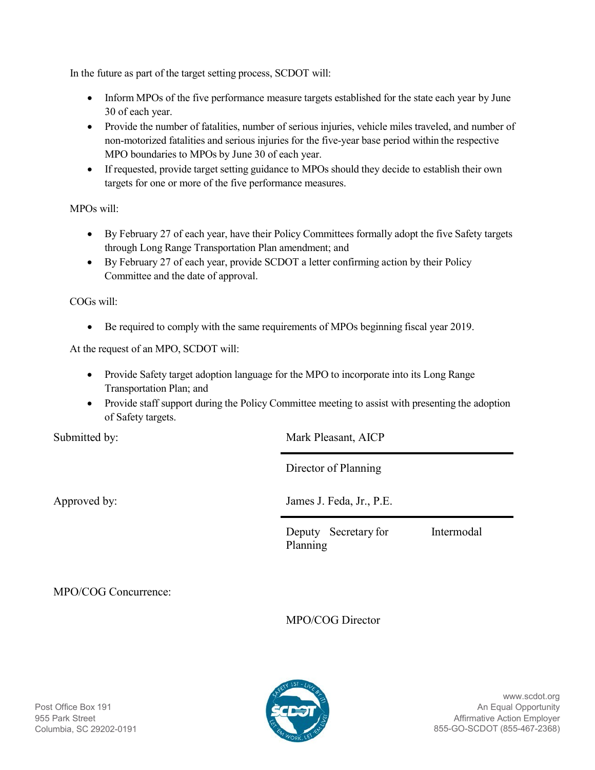In the future as part of the target setting process, SCDOT will:

- Inform MPOs of the five performance measure targets established for the state each year by June 30 of each year.
- Provide the number of fatalities, number of serious injuries, vehicle miles traveled, and number of non-motorized fatalities and serious injuries for the five-year base period within the respective MPO boundaries to MPOs by June 30 of each year.
- If requested, provide target setting guidance to MPOs should they decide to establish their own targets for one or more of the five performance measures.

MPOs will:

- By February 27 of each year, have their Policy Committees formally adopt the five Safety targets through Long Range Transportation Plan amendment; and
- By February 27 of each year, provide SCDOT a letter confirming action by their Policy Committee and the date of approval.

COGs will:

- Be required to comply with the same requirements of MPOs beginning fiscal year 2019.

At the request of an MPO, SCDOT will:

- Provide Safety target adoption language for the MPO to incorporate into its Long Range Transportation Plan; and
- Provide staff support during the Policy Committee meeting to assist with presenting the adoption of Safety targets.

Submitted by: Mark Pleasant, AICP

Director of Planning

Approved by: James J. Feda, Jr., P.E.

Deputy Secretary for Intermodal Planning

MPO/COG Concurrence:

MPO/COG Director

Post Office Box 191
955 Park Street
Columbia, SC 29202-0191

www.scdot.org
An Equal Opportunity
Affirmative Action Employer
855-GO-SCDOT (855-467-2368)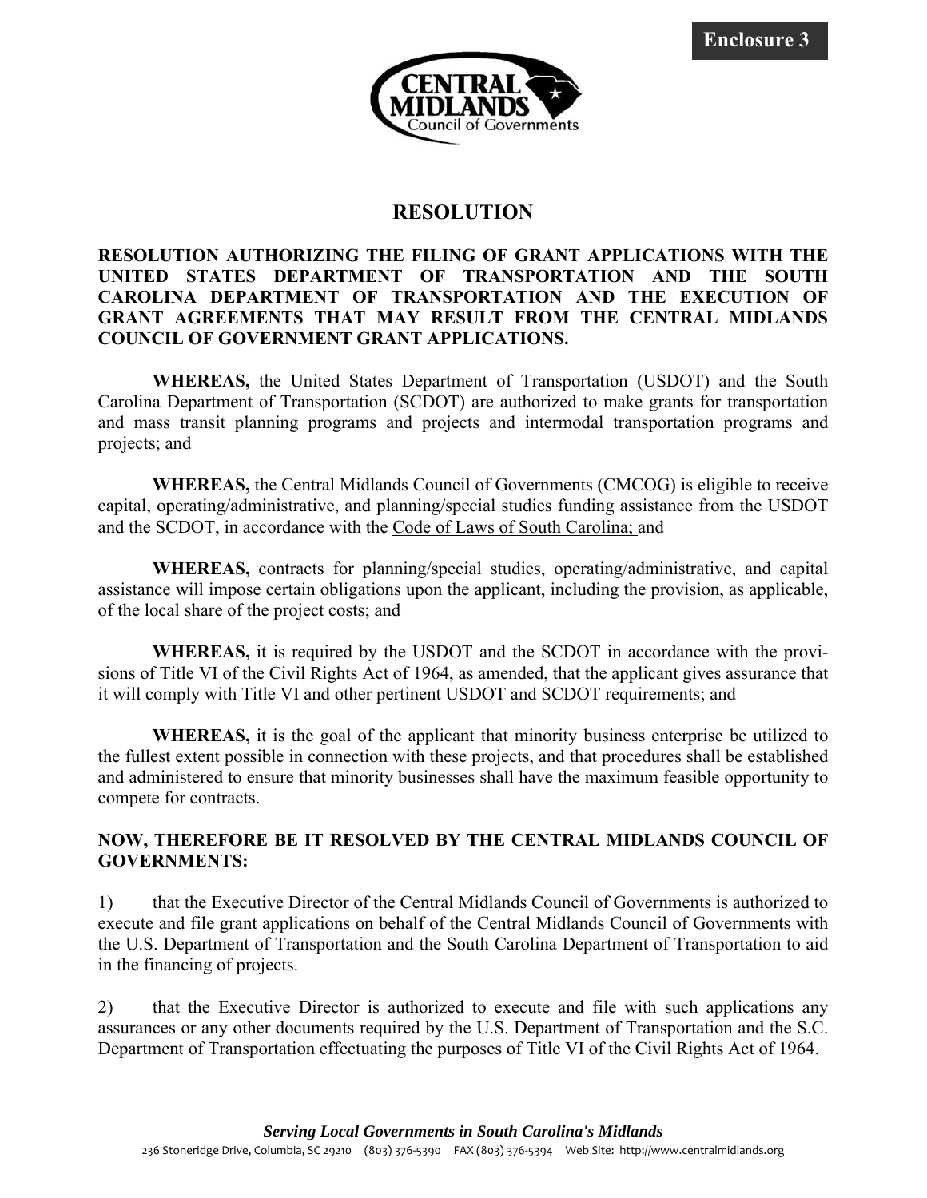Enclosure 3

# RESOLUTION

**RESOLUTION AUTHORIZING THE FILING OF GRANT APPLICATIONS WITH THE UNITED STATES DEPARTMENT OF TRANSPORTATION AND THE SOUTH CAROLINA DEPARTMENT OF TRANSPORTATION AND THE EXECUTION OF GRANT AGREEMENTS THAT MAY RESULT FROM THE CENTRAL MIDLANDS COUNCIL OF GOVERNMENT GRANT APPLICATIONS.**

**WHEREAS,** the United States Department of Transportation (USDOT) and the South Carolina Department of Transportation (SCDOT) are authorized to make grants for transportation and mass transit planning programs and projects and intermodal transportation programs and projects; and

**WHEREAS,** the Central Midlands Council of Governments (CMCOG) is eligible to receive capital, operating/administrative, and planning/special studies funding assistance from the USDOT and the SCDOT, in accordance with the Code of Laws of South Carolina; and

**WHEREAS,** contracts for planning/special studies, operating/administrative, and capital assistance will impose certain obligations upon the applicant, including the provision, as applicable, of the local share of the project costs; and

**WHEREAS,** it is required by the USDOT and the SCDOT in accordance with the provisions of Title VI of the Civil Rights Act of 1964, as amended, that the applicant gives assurance that it will comply with Title VI and other pertinent USDOT and SCDOT requirements; and

**WHEREAS,** it is the goal of the applicant that minority business enterprise be utilized to the fullest extent possible in connection with these projects, and that procedures shall be established and administered to ensure that minority businesses shall have the maximum feasible opportunity to compete for contracts.

**NOW, THEREFORE BE IT RESOLVED BY THE CENTRAL MIDLANDS COUNCIL OF GOVERNMENTS:**

1) that the Executive Director of the Central Midlands Council of Governments is authorized to execute and file grant applications on behalf of the Central Midlands Council of Governments with the U.S. Department of Transportation and the South Carolina Department of Transportation to aid in the financing of projects.

2) that the Executive Director is authorized to execute and file with such applications any assurances or any other documents required by the U.S. Department of Transportation and the S.C. Department of Transportation effectuating the purposes of Title VI of the Civil Rights Act of 1964.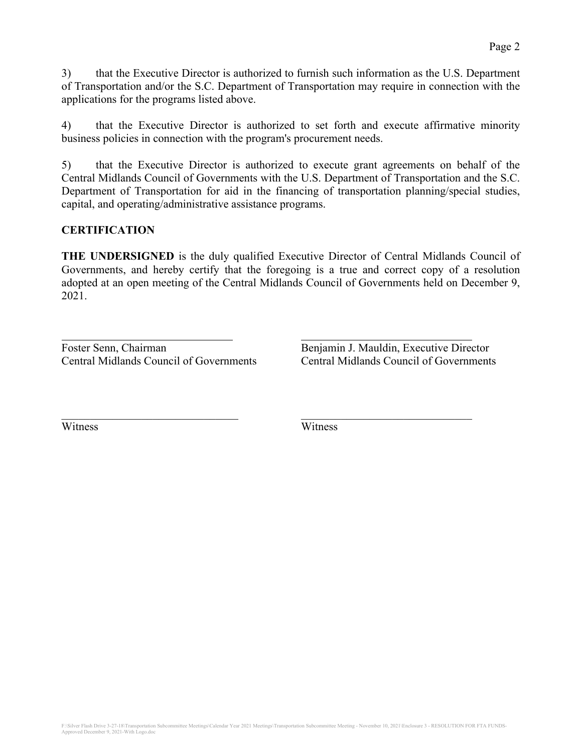3) that the Executive Director is authorized to furnish such information as the U.S. Department of Transportation and/or the S.C. Department of Transportation may require in connection with the applications for the programs listed above.

4) that the Executive Director is authorized to set forth and execute affirmative minority business policies in connection with the program's procurement needs.

5) that the Executive Director is authorized to execute grant agreements on behalf of the Central Midlands Council of Governments with the U.S. Department of Transportation and the S.C. Department of Transportation for aid in the financing of transportation planning/special studies, capital, and operating/administrative assistance programs.

**CERTIFICATION**

**THE UNDERSIGNED** is the duly qualified Executive Director of Central Midlands Council of Governments, and hereby certify that the foregoing is a true and correct copy of a resolution adopted at an open meeting of the Central Midlands Council of Governments held on December 9, 2021.

\_\_\_\_\_\_\_\_\_\_\_\_\_\_\_\_\_\_\_\_\_\_\_\_\_\_\_\_\_\_
Foster Senn, Chairman
Central Midlands Council of Governments

\_\_\_\_\_\_\_\_\_\_\_\_\_\_\_\_\_\_\_\_\_\_\_\_\_\_\_\_\_\_
Benjamin J. Mauldin, Executive Director
Central Midlands Council of Governments

\_\_\_\_\_\_\_\_\_\_\_\_\_\_\_\_\_\_\_\_\_\_\_\_\_\_\_\_\_\_
Witness

\_\_\_\_\_\_\_\_\_\_\_\_\_\_\_\_\_\_\_\_\_\_\_\_\_\_\_\_\_\_
Witness

F:\Silver Flash Drive 3-27-18\Transportation Subcommittee Meetings\Calendar Year 2021 Meetings\Transportation Subcommittee Meeting - November 10, 2021\Enclosure 3 - RESOLUTION FOR FTA FUNDS-Approved December 9, 2021-With Logo.doc